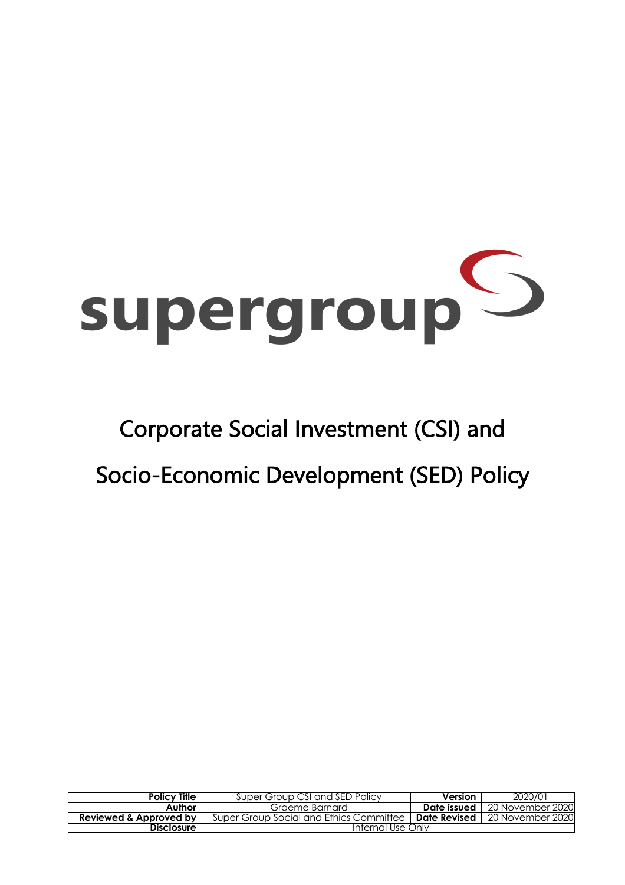supergroup

# Corporate Social Investment (CSI) and Socio-Economic Development (SED) Policy

| | | | |
|---|---|---|---|
| **Policy Title** | Super Group CSI and SED Policy | **Version** | 2020/01 |
| **Author** | Graeme Barnard | **Date issued** | 20 November 2020 |
| **Reviewed & Approved by** | Super Group Social and Ethics Committee | **Date Revised** | 20 November 2020 |
| **Disclosure** | Internal Use Only | | |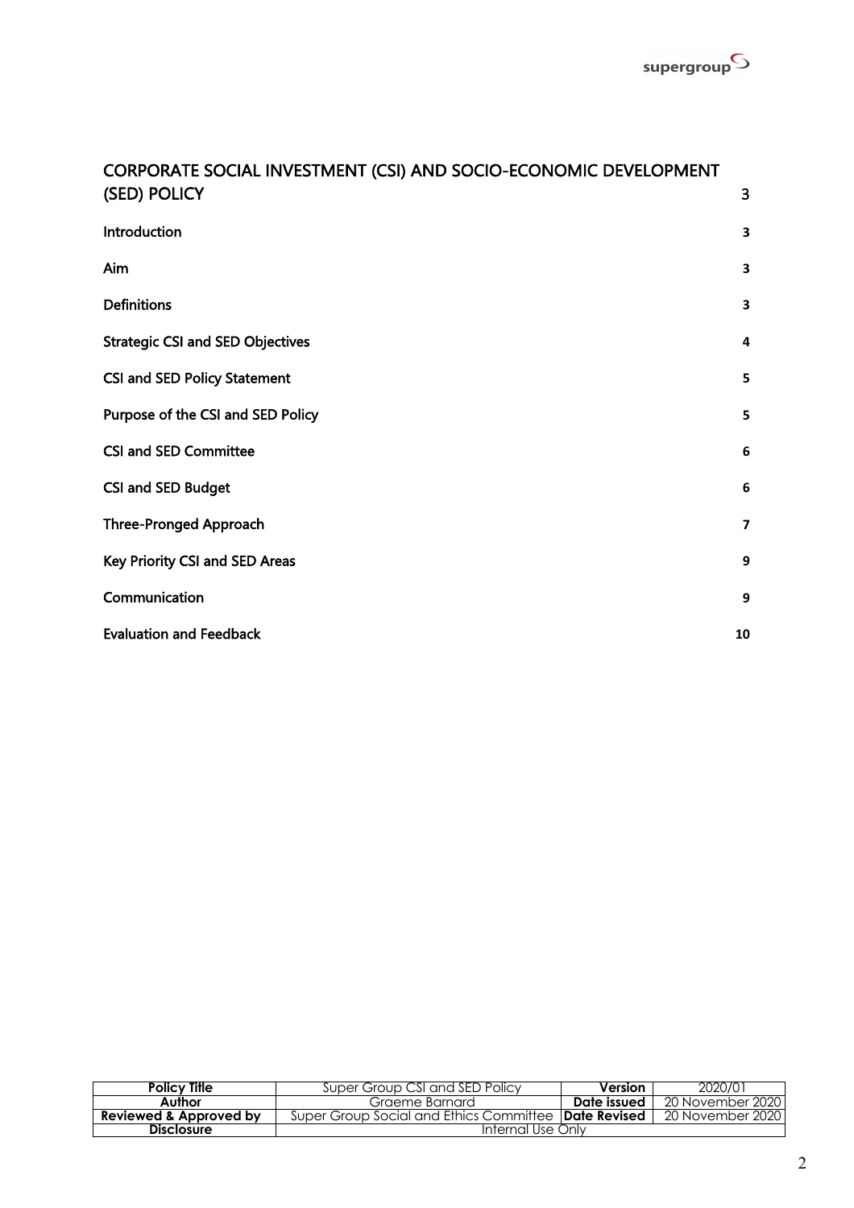| | |
|---|---|
| CORPORATE SOCIAL INVESTMENT (CSI) AND SOCIO-ECONOMIC DEVELOPMENT (SED) POLICY | 3 |
| Introduction | 3 |
| Aim | 3 |
| Definitions | 3 |
| Strategic CSI and SED Objectives | 4 |
| CSI and SED Policy Statement | 5 |
| Purpose of the CSI and SED Policy | 5 |
| CSI and SED Committee | 6 |
| CSI and SED Budget | 6 |
| Three-Pronged Approach | 7 |
| Key Priority CSI and SED Areas | 9 |
| Communication | 9 |
| Evaluation and Feedback | 10 |

| | | | |
|---|---|---|---|
| **Policy Title** | Super Group CSI and SED Policy | **Version** | 2020/01 |
| **Author** | Graeme Barnard | **Date issued** | 20 November 2020 |
| **Reviewed & Approved by** | Super Group Social and Ethics Committee | **Date Revised** | 20 November 2020 |
| **Disclosure** | Internal Use Only | | |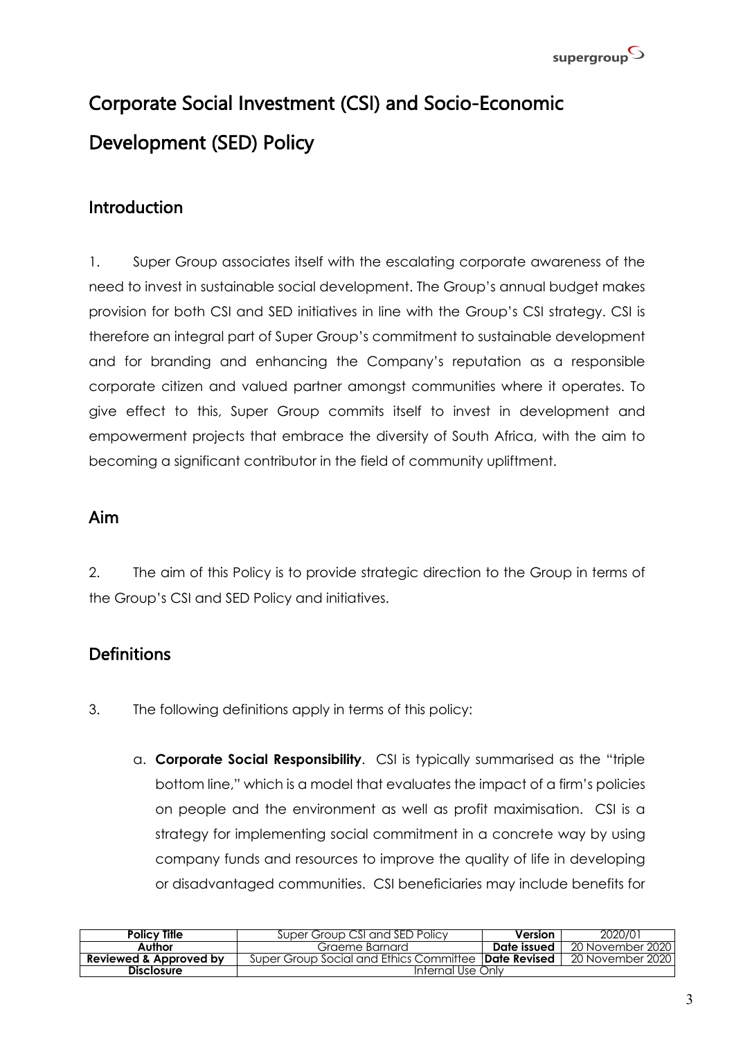# Corporate Social Investment (CSI) and Socio-Economic Development (SED) Policy

## Introduction

1. Super Group associates itself with the escalating corporate awareness of the need to invest in sustainable social development. The Group's annual budget makes provision for both CSI and SED initiatives in line with the Group's CSI strategy. CSI is therefore an integral part of Super Group's commitment to sustainable development and for branding and enhancing the Company's reputation as a responsible corporate citizen and valued partner amongst communities where it operates. To give effect to this, Super Group commits itself to invest in development and empowerment projects that embrace the diversity of South Africa, with the aim to becoming a significant contributor in the field of community upliftment.

## Aim

2. The aim of this Policy is to provide strategic direction to the Group in terms of the Group's CSI and SED Policy and initiatives.

## Definitions

3. The following definitions apply in terms of this policy:

   a. **Corporate Social Responsibility**. CSI is typically summarised as the "triple bottom line," which is a model that evaluates the impact of a firm's policies on people and the environment as well as profit maximisation. CSI is a strategy for implementing social commitment in a concrete way by using company funds and resources to improve the quality of life in developing or disadvantaged communities. CSI beneficiaries may include benefits for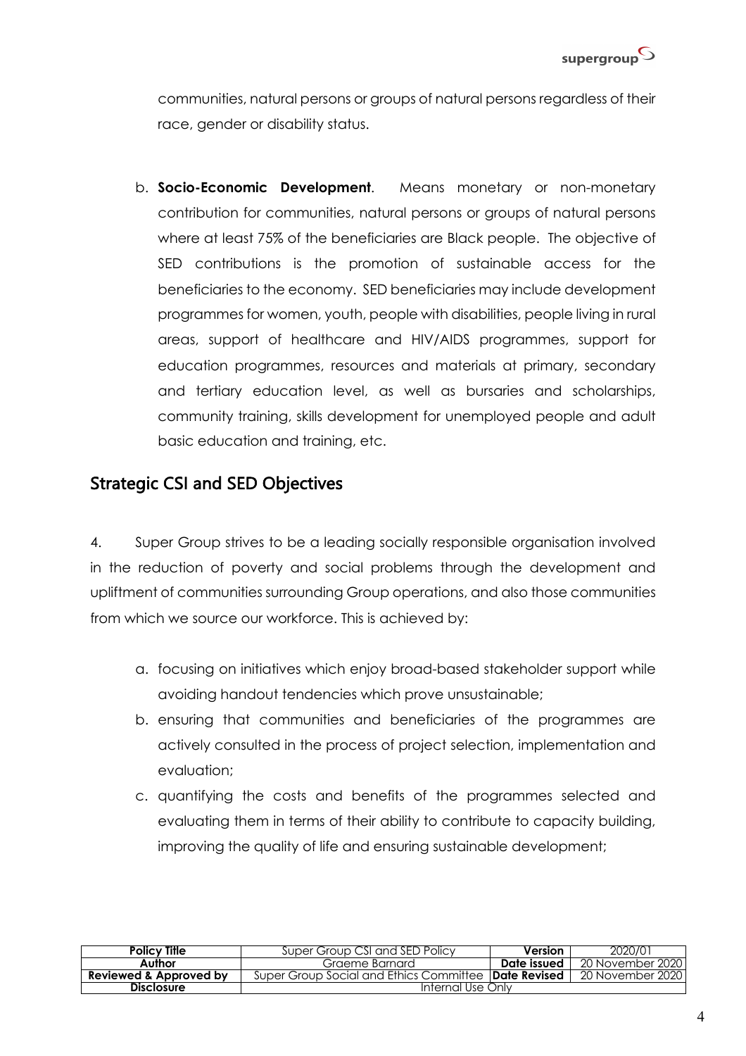communities, natural persons or groups of natural persons regardless of their race, gender or disability status.

b. **Socio-Economic Development**. Means monetary or non-monetary contribution for communities, natural persons or groups of natural persons where at least 75% of the beneficiaries are Black people. The objective of SED contributions is the promotion of sustainable access for the beneficiaries to the economy. SED beneficiaries may include development programmes for women, youth, people with disabilities, people living in rural areas, support of healthcare and HIV/AIDS programmes, support for education programmes, resources and materials at primary, secondary and tertiary education level, as well as bursaries and scholarships, community training, skills development for unemployed people and adult basic education and training, etc.

## Strategic CSI and SED Objectives

4. Super Group strives to be a leading socially responsible organisation involved in the reduction of poverty and social problems through the development and upliftment of communities surrounding Group operations, and also those communities from which we source our workforce. This is achieved by:

a. focusing on initiatives which enjoy broad-based stakeholder support while avoiding handout tendencies which prove unsustainable;
b. ensuring that communities and beneficiaries of the programmes are actively consulted in the process of project selection, implementation and evaluation;
c. quantifying the costs and benefits of the programmes selected and evaluating them in terms of their ability to contribute to capacity building, improving the quality of life and ensuring sustainable development;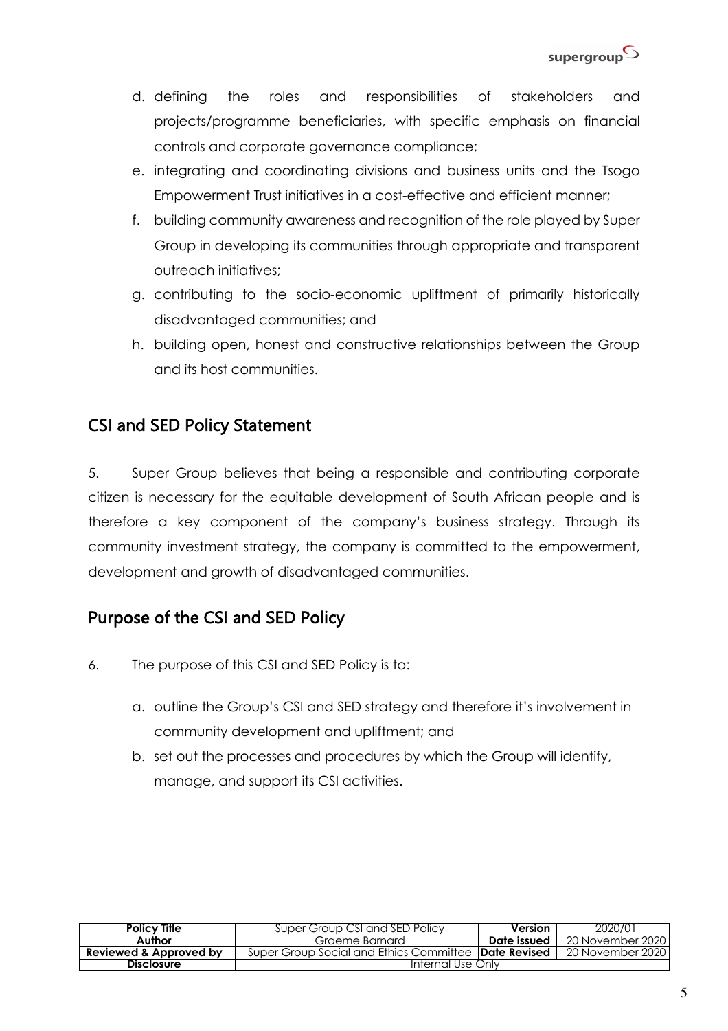d. defining the roles and responsibilities of stakeholders and projects/programme beneficiaries, with specific emphasis on financial controls and corporate governance compliance;

e. integrating and coordinating divisions and business units and the Tsogo Empowerment Trust initiatives in a cost-effective and efficient manner;

f. building community awareness and recognition of the role played by Super Group in developing its communities through appropriate and transparent outreach initiatives;

g. contributing to the socio-economic upliftment of primarily historically disadvantaged communities; and

h. building open, honest and constructive relationships between the Group and its host communities.

## CSI and SED Policy Statement

5. Super Group believes that being a responsible and contributing corporate citizen is necessary for the equitable development of South African people and is therefore a key component of the company's business strategy. Through its community investment strategy, the company is committed to the empowerment, development and growth of disadvantaged communities.

## Purpose of the CSI and SED Policy

6. The purpose of this CSI and SED Policy is to:

a. outline the Group's CSI and SED strategy and therefore it's involvement in community development and upliftment; and

b. set out the processes and procedures by which the Group will identify, manage, and support its CSI activities.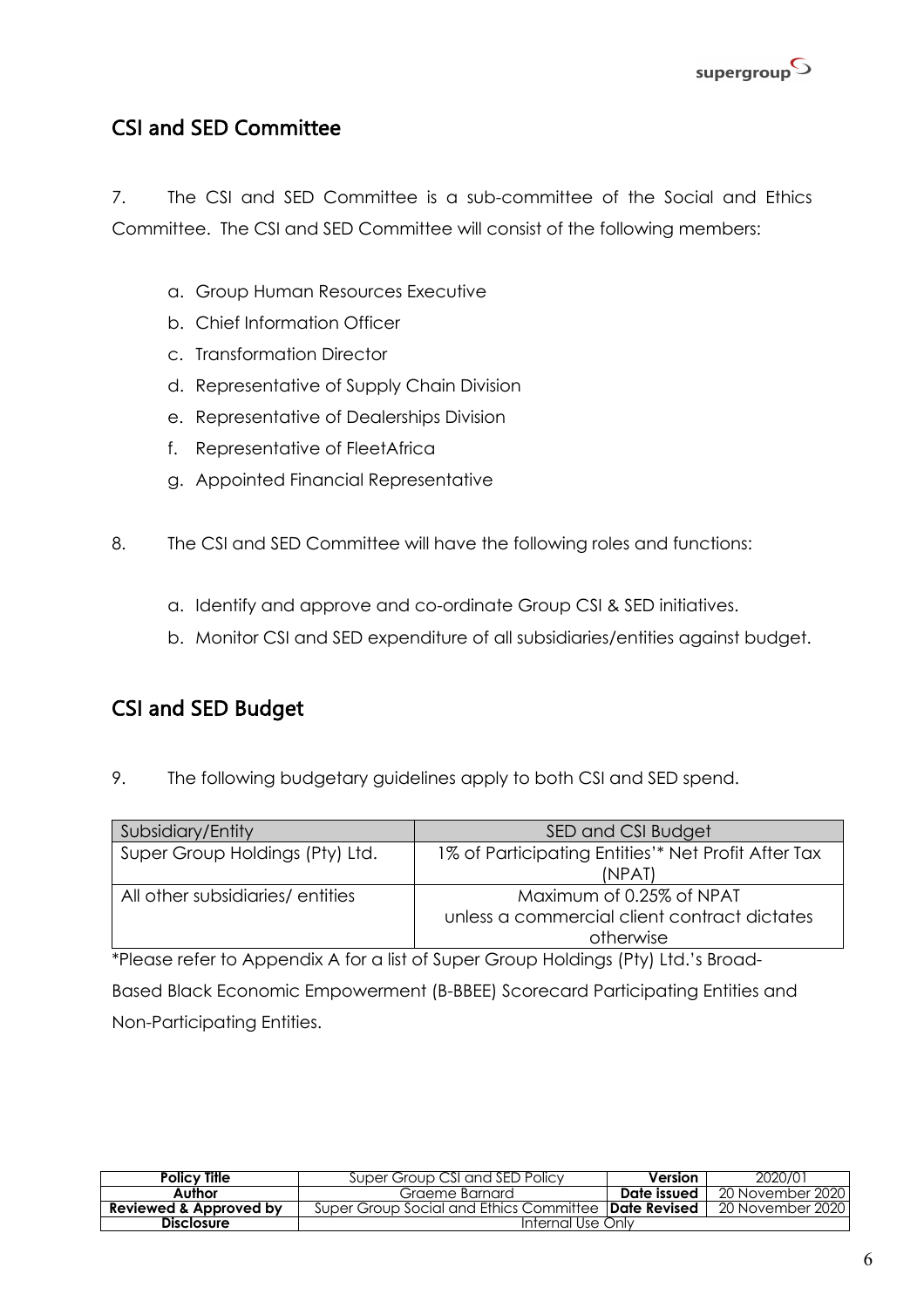## CSI and SED Committee

7. The CSI and SED Committee is a sub-committee of the Social and Ethics Committee. The CSI and SED Committee will consist of the following members:

a. Group Human Resources Executive
b. Chief Information Officer
c. Transformation Director
d. Representative of Supply Chain Division
e. Representative of Dealerships Division
f. Representative of FleetAfrica
g. Appointed Financial Representative

8. The CSI and SED Committee will have the following roles and functions:

a. Identify and approve and co-ordinate Group CSI & SED initiatives.
b. Monitor CSI and SED expenditure of all subsidiaries/entities against budget.

## CSI and SED Budget

9. The following budgetary guidelines apply to both CSI and SED spend.

| Subsidiary/Entity | SED and CSI Budget |
|---|---|
| Super Group Holdings (Pty) Ltd. | 1% of Participating Entities'* Net Profit After Tax (NPAT) |
| All other subsidiaries/ entities | Maximum of 0.25% of NPAT unless a commercial client contract dictates otherwise |

*Please refer to Appendix A for a list of Super Group Holdings (Pty) Ltd.'s Broad-Based Black Economic Empowerment (B-BBEE) Scorecard Participating Entities and Non-Participating Entities.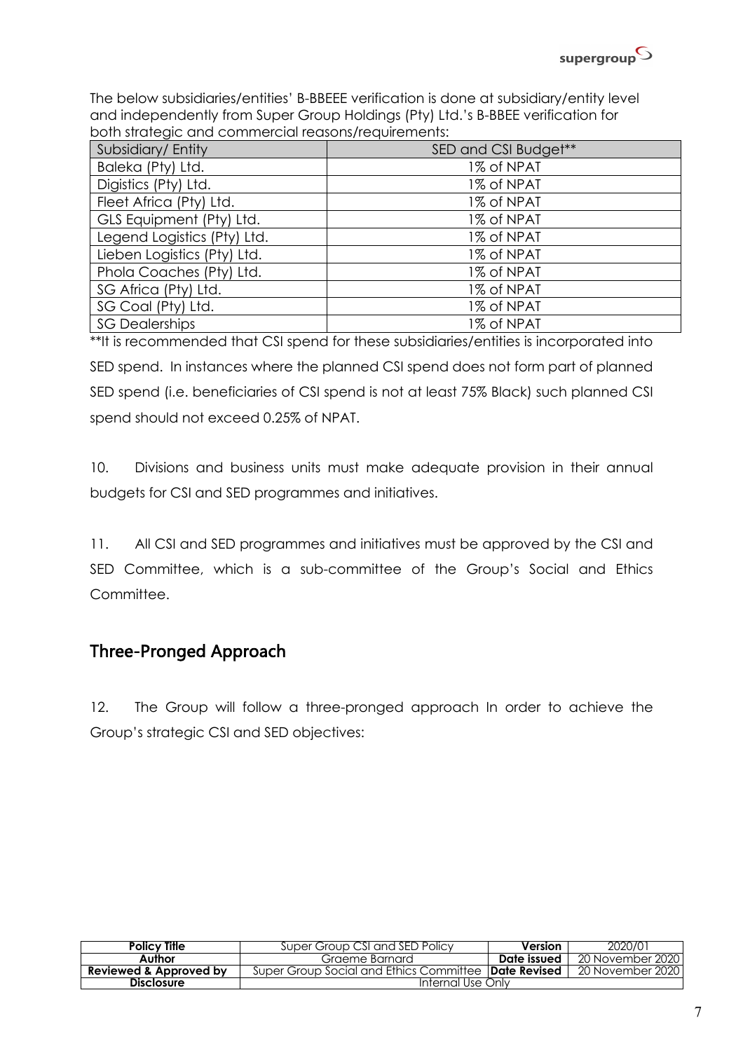The below subsidiaries/entities' B-BBEEE verification is done at subsidiary/entity level and independently from Super Group Holdings (Pty) Ltd.'s B-BBEE verification for both strategic and commercial reasons/requirements:

| Subsidiary/ Entity | SED and CSI Budget** |
|---|---|
| Baleka (Pty) Ltd. | 1% of NPAT |
| Digistics (Pty) Ltd. | 1% of NPAT |
| Fleet Africa (Pty) Ltd. | 1% of NPAT |
| GLS Equipment (Pty) Ltd. | 1% of NPAT |
| Legend Logistics (Pty) Ltd. | 1% of NPAT |
| Lieben Logistics (Pty) Ltd. | 1% of NPAT |
| Phola Coaches (Pty) Ltd. | 1% of NPAT |
| SG Africa (Pty) Ltd. | 1% of NPAT |
| SG Coal (Pty) Ltd. | 1% of NPAT |
| SG Dealerships | 1% of NPAT |

**It is recommended that CSI spend for these subsidiaries/entities is incorporated into SED spend. In instances where the planned CSI spend does not form part of planned SED spend (i.e. beneficiaries of CSI spend is not at least 75% Black) such planned CSI spend should not exceed 0.25% of NPAT.

10. Divisions and business units must make adequate provision in their annual budgets for CSI and SED programmes and initiatives.

11. All CSI and SED programmes and initiatives must be approved by the CSI and SED Committee, which is a sub-committee of the Group's Social and Ethics Committee.

## Three-Pronged Approach

12. The Group will follow a three-pronged approach In order to achieve the Group's strategic CSI and SED objectives:

| | | | |
|---|---|---|---|
| **Policy Title** | Super Group CSI and SED Policy | **Version** | 2020/01 |
| **Author** | Graeme Barnard | **Date issued** | 20 November 2020 |
| **Reviewed & Approved by** | Super Group Social and Ethics Committee | **Date Revised** | 20 November 2020 |
| **Disclosure** | Internal Use Only | | |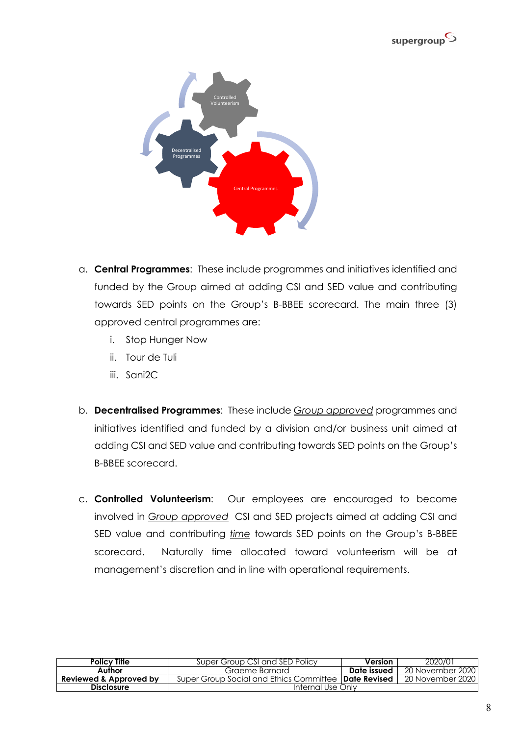Controlled Volunteerism

Decentralised Programmes

Central Programmes

a. **Central Programmes**: These include programmes and initiatives identified and funded by the Group aimed at adding CSI and SED value and contributing towards SED points on the Group's B-BBEE scorecard. The main three (3) approved central programmes are:

   i. Stop Hunger Now

   ii. Tour de Tuli

   iii. Sani2C

b. **Decentralised Programmes**: These include *Group approved* programmes and initiatives identified and funded by a division and/or business unit aimed at adding CSI and SED value and contributing towards SED points on the Group's B-BBEE scorecard.

c. **Controlled Volunteerism**: Our employees are encouraged to become involved in *Group approved* CSI and SED projects aimed at adding CSI and SED value and contributing *time* towards SED points on the Group's B-BBEE scorecard. Naturally time allocated toward volunteerism will be at management's discretion and in line with operational requirements.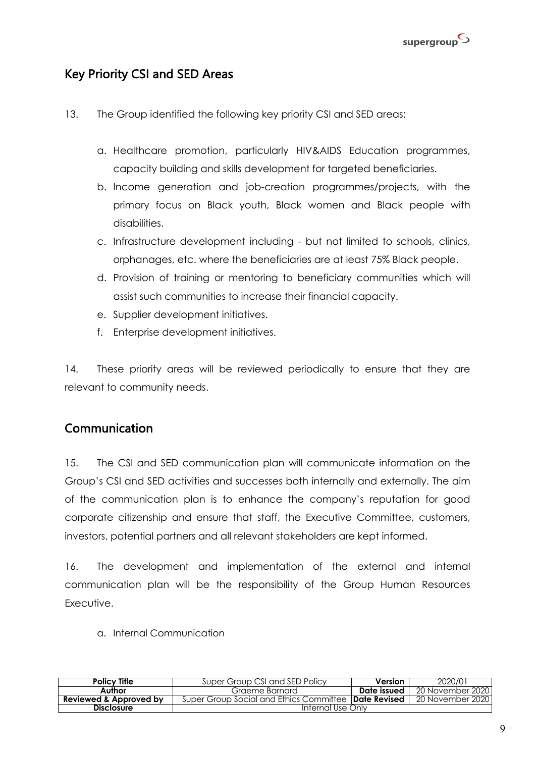## Key Priority CSI and SED Areas

13. The Group identified the following key priority CSI and SED areas:

   a. Healthcare promotion, particularly HIV&AIDS Education programmes, capacity building and skills development for targeted beneficiaries.
   b. Income generation and job-creation programmes/projects, with the primary focus on Black youth, Black women and Black people with disabilities.
   c. Infrastructure development including - but not limited to schools, clinics, orphanages, etc. where the beneficiaries are at least 75% Black people.
   d. Provision of training or mentoring to beneficiary communities which will assist such communities to increase their financial capacity.
   e. Supplier development initiatives.
   f. Enterprise development initiatives.

14. These priority areas will be reviewed periodically to ensure that they are relevant to community needs.

## Communication

15. The CSI and SED communication plan will communicate information on the Group's CSI and SED activities and successes both internally and externally. The aim of the communication plan is to enhance the company's reputation for good corporate citizenship and ensure that staff, the Executive Committee, customers, investors, potential partners and all relevant stakeholders are kept informed.

16. The development and implementation of the external and internal communication plan will be the responsibility of the Group Human Resources Executive.

   a. Internal Communication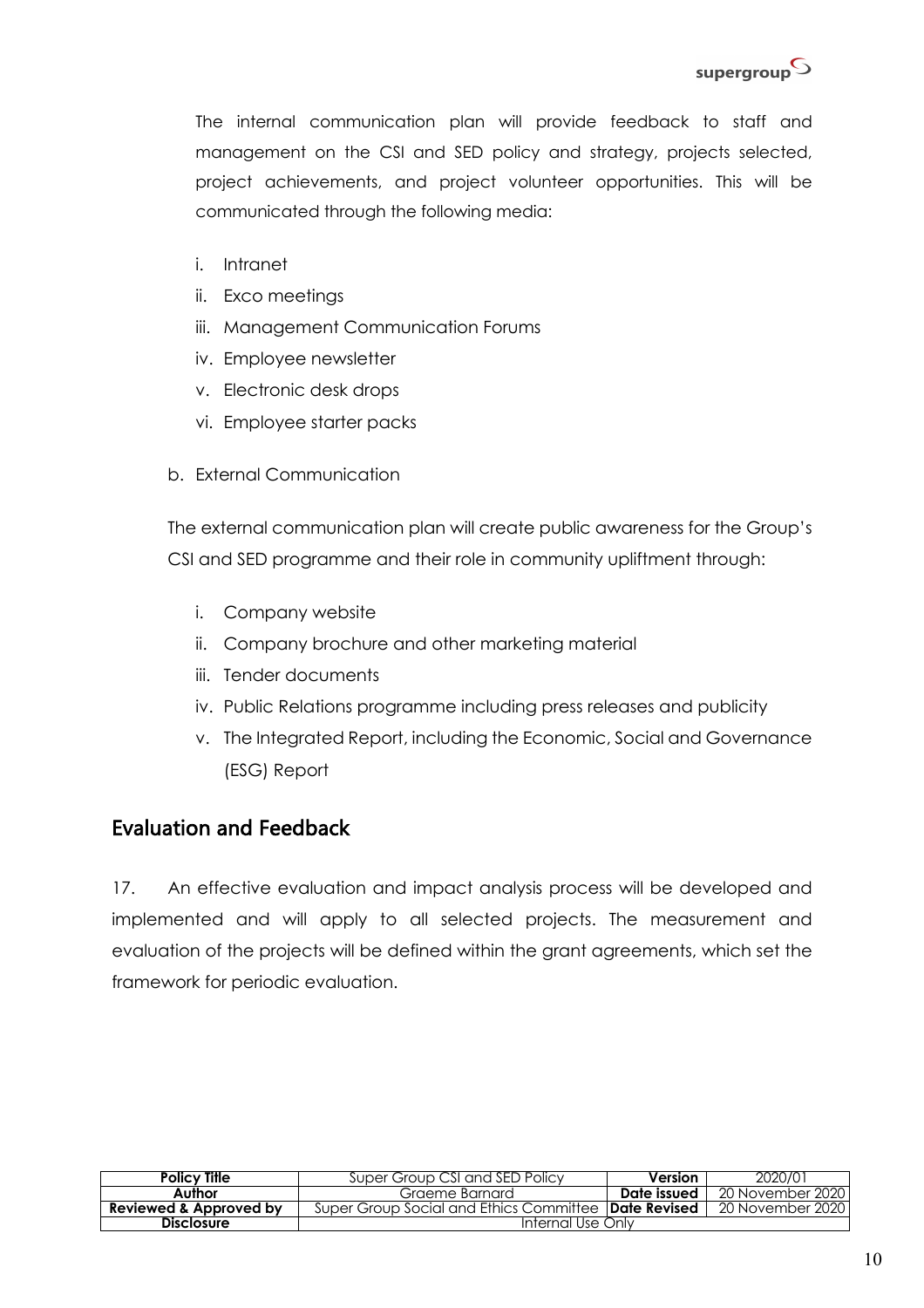The internal communication plan will provide feedback to staff and management on the CSI and SED policy and strategy, projects selected, project achievements, and project volunteer opportunities. This will be communicated through the following media:

i. Intranet
ii. Exco meetings
iii. Management Communication Forums
iv. Employee newsletter
v. Electronic desk drops
vi. Employee starter packs

b. External Communication

The external communication plan will create public awareness for the Group's CSI and SED programme and their role in community upliftment through:

i. Company website
ii. Company brochure and other marketing material
iii. Tender documents
iv. Public Relations programme including press releases and publicity
v. The Integrated Report, including the Economic, Social and Governance (ESG) Report

## Evaluation and Feedback

17. An effective evaluation and impact analysis process will be developed and implemented and will apply to all selected projects. The measurement and evaluation of the projects will be defined within the grant agreements, which set the framework for periodic evaluation.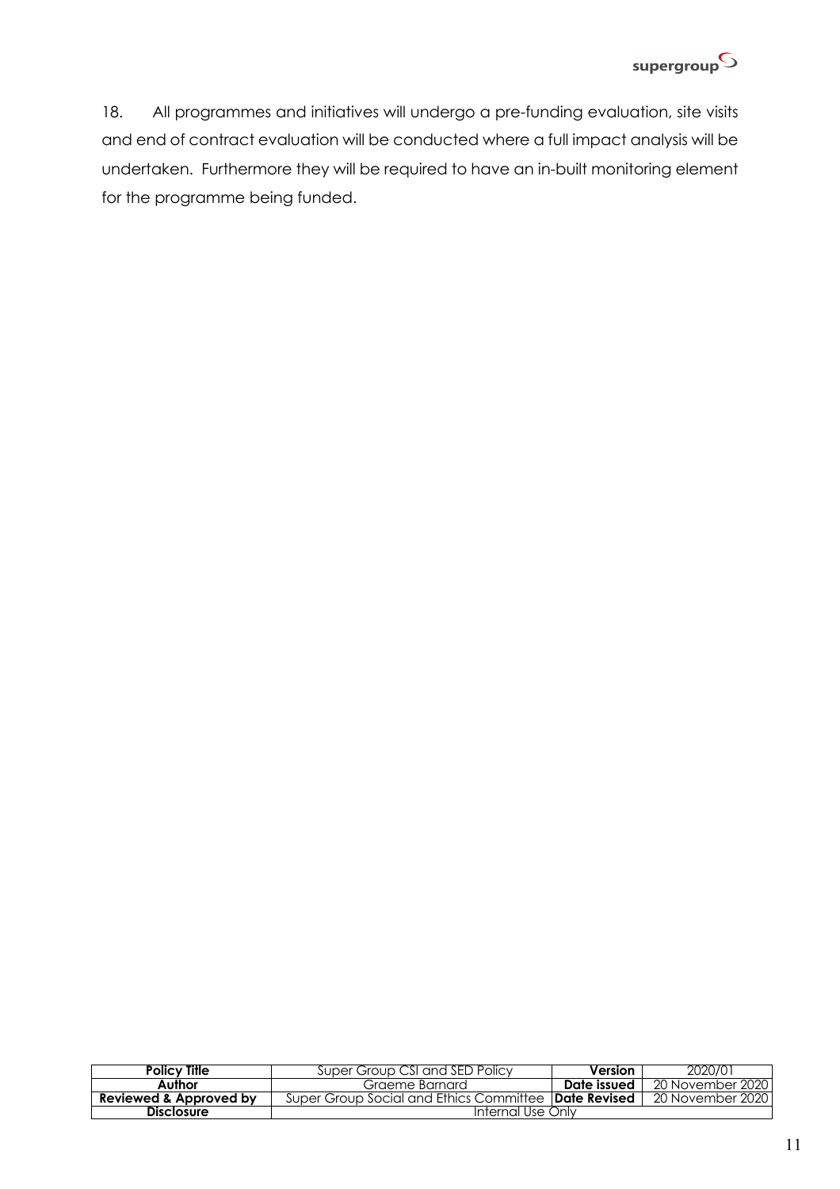18. All programmes and initiatives will undergo a pre-funding evaluation, site visits and end of contract evaluation will be conducted where a full impact analysis will be undertaken. Furthermore they will be required to have an in-built monitoring element for the programme being funded.

| **Policy Title** | Super Group CSI and SED Policy | **Version** | 2020/01 |
|---|---|---|---|
| **Author** | Graeme Barnard | **Date issued** | 20 November 2020 |
| **Reviewed & Approved by** | Super Group Social and Ethics Committee | **Date Revised** | 20 November 2020 |
| **Disclosure** | Internal Use Only | | |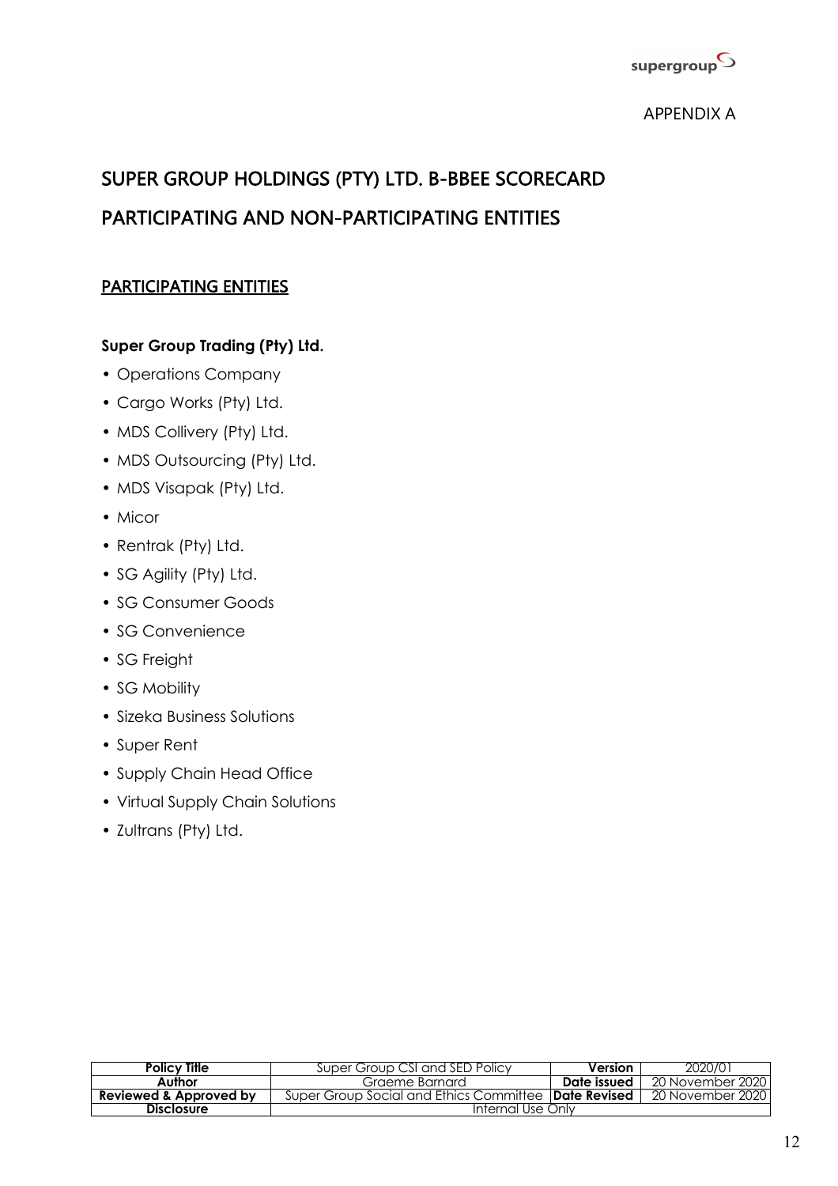APPENDIX A

# SUPER GROUP HOLDINGS (PTY) LTD. B-BBEE SCORECARD

# PARTICIPATING AND NON-PARTICIPATING ENTITIES

## PARTICIPATING ENTITIES

**Super Group Trading (Pty) Ltd.**

- Operations Company
- Cargo Works (Pty) Ltd.
- MDS Collivery (Pty) Ltd.
- MDS Outsourcing (Pty) Ltd.
- MDS Visapak (Pty) Ltd.
- Micor
- Rentrak (Pty) Ltd.
- SG Agility (Pty) Ltd.
- SG Consumer Goods
- SG Convenience
- SG Freight
- SG Mobility
- Sizeka Business Solutions
- Super Rent
- Supply Chain Head Office
- Virtual Supply Chain Solutions
- Zultrans (Pty) Ltd.

| | | | |
|---|---|---|---|
| **Policy Title** | Super Group CSI and SED Policy | **Version** | 2020/01 |
| **Author** | Graeme Barnard | **Date issued** | 20 November 2020 |
| **Reviewed & Approved by** | Super Group Social and Ethics Committee | **Date Revised** | 20 November 2020 |
| **Disclosure** | Internal Use Only | | |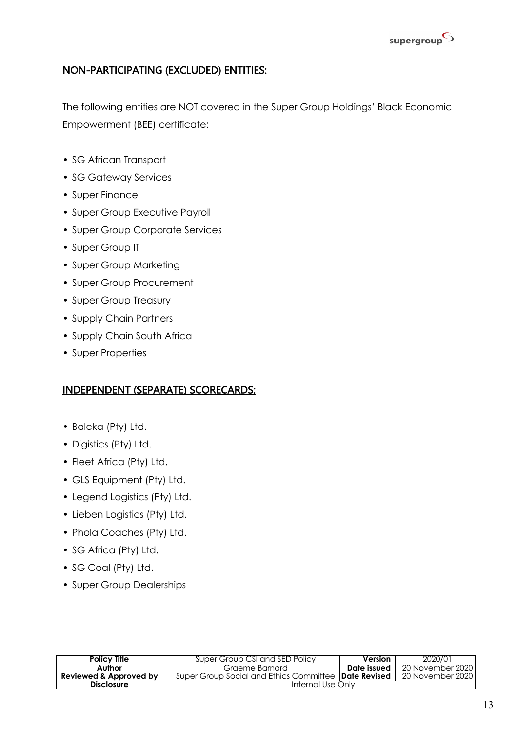## NON-PARTICIPATING (EXCLUDED) ENTITIES:

The following entities are NOT covered in the Super Group Holdings' Black Economic Empowerment (BEE) certificate:

- SG African Transport
- SG Gateway Services
- Super Finance
- Super Group Executive Payroll
- Super Group Corporate Services
- Super Group IT
- Super Group Marketing
- Super Group Procurement
- Super Group Treasury
- Supply Chain Partners
- Supply Chain South Africa
- Super Properties

## INDEPENDENT (SEPARATE) SCORECARDS:

- Baleka (Pty) Ltd.
- Digistics (Pty) Ltd.
- Fleet Africa (Pty) Ltd.
- GLS Equipment (Pty) Ltd.
- Legend Logistics (Pty) Ltd.
- Lieben Logistics (Pty) Ltd.
- Phola Coaches (Pty) Ltd.
- SG Africa (Pty) Ltd.
- SG Coal (Pty) Ltd.
- Super Group Dealerships